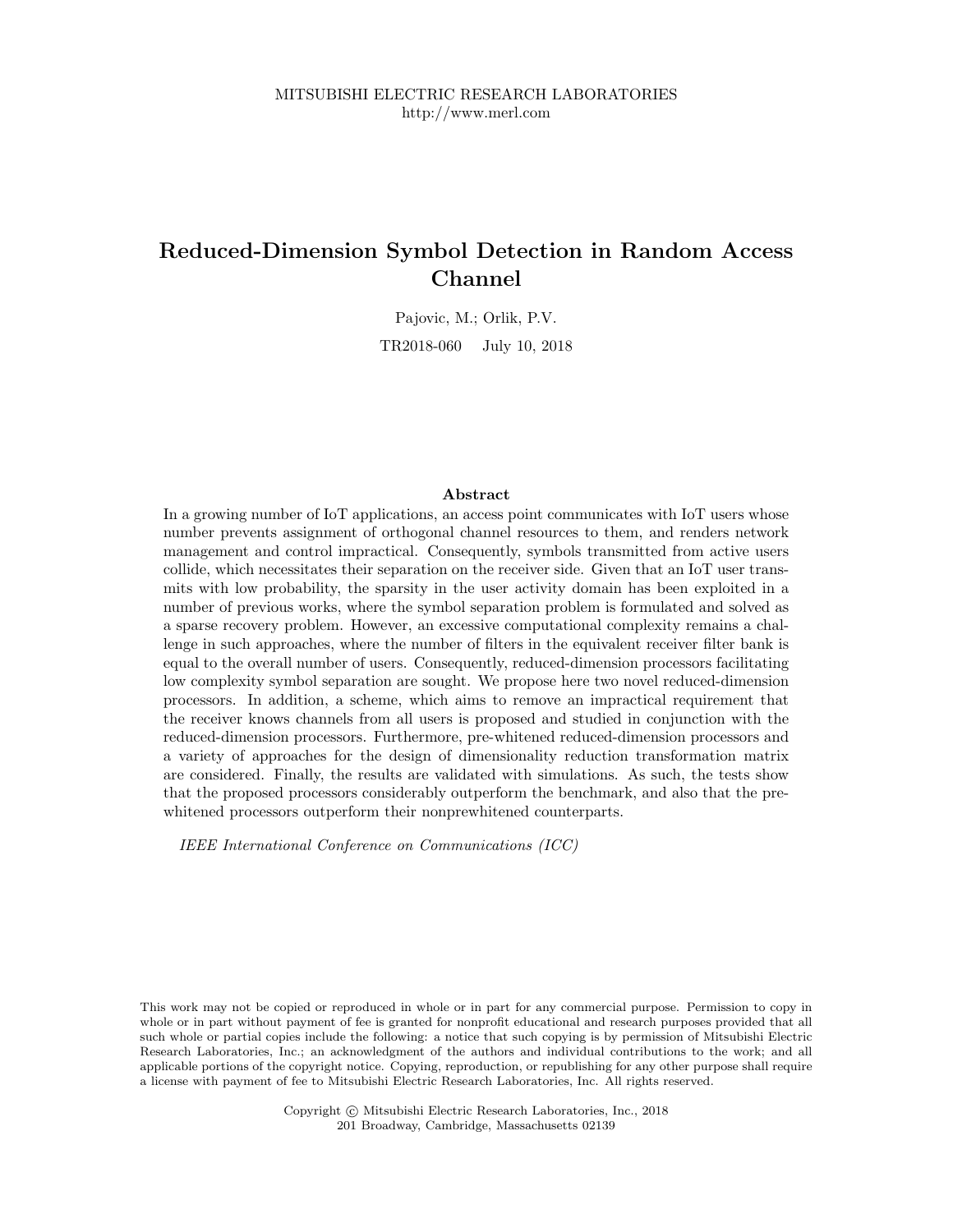MITSUBISHI ELECTRIC RESEARCH LABORATORIES
http://www.merl.com

# Reduced-Dimension Symbol Detection in Random Access Channel

Pajovic, M.; Orlik, P.V.

TR2018-060 July 10, 2018

### Abstract

In a growing number of IoT applications, an access point communicates with IoT users whose number prevents assignment of orthogonal channel resources to them, and renders network management and control impractical. Consequently, symbols transmitted from active users collide, which necessitates their separation on the receiver side. Given that an IoT user transmits with low probability, the sparsity in the user activity domain has been exploited in a number of previous works, where the symbol separation problem is formulated and solved as a sparse recovery problem. However, an excessive computational complexity remains a challenge in such approaches, where the number of filters in the equivalent receiver filter bank is equal to the overall number of users. Consequently, reduced-dimension processors facilitating low complexity symbol separation are sought. We propose here two novel reduced-dimension processors. In addition, a scheme, which aims to remove an impractical requirement that the receiver knows channels from all users is proposed and studied in conjunction with the reduced-dimension processors. Furthermore, pre-whitened reduced-dimension processors and a variety of approaches for the design of dimensionality reduction transformation matrix are considered. Finally, the results are validated with simulations. As such, the tests show that the proposed processors considerably outperform the benchmark, and also that the prewhitened processors outperform their nonprewhitened counterparts.

*IEEE International Conference on Communications (ICC)*

This work may not be copied or reproduced in whole or in part for any commercial purpose. Permission to copy in whole or in part without payment of fee is granted for nonprofit educational and research purposes provided that all such whole or partial copies include the following: a notice that such copying is by permission of Mitsubishi Electric Research Laboratories, Inc.; an acknowledgment of the authors and individual contributions to the work; and all applicable portions of the copyright notice. Copying, reproduction, or republishing for any other purpose shall require a license with payment of fee to Mitsubishi Electric Research Laboratories, Inc. All rights reserved.

Copyright © Mitsubishi Electric Research Laboratories, Inc., 2018
201 Broadway, Cambridge, Massachusetts 02139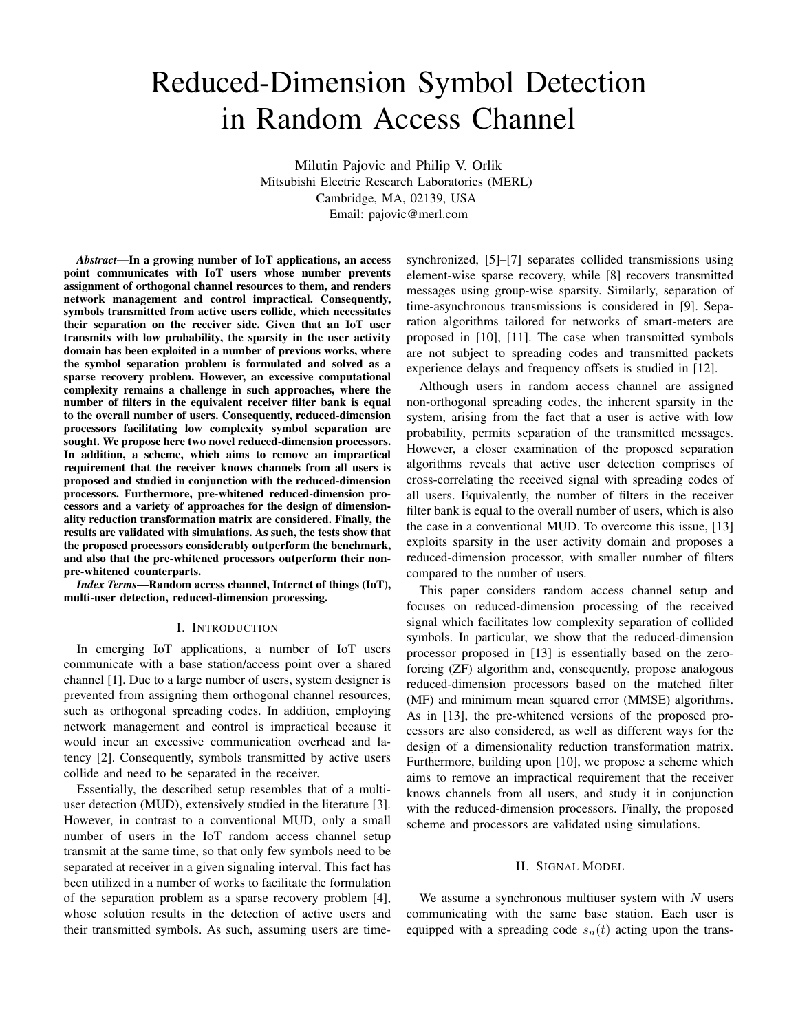# Reduced-Dimension Symbol Detection in Random Access Channel

Milutin Pajovic and Philip V. Orlik
Mitsubishi Electric Research Laboratories (MERL)
Cambridge, MA, 02139, USA
Email: pajovic@merl.com

***Abstract*—In a growing number of IoT applications, an access point communicates with IoT users whose number prevents assignment of orthogonal channel resources to them, and renders network management and control impractical. Consequently, symbols transmitted from active users collide, which necessitates their separation on the receiver side. Given that an IoT user transmits with low probability, the sparsity in the user activity domain has been exploited in a number of previous works, where the symbol separation problem is formulated and solved as a sparse recovery problem. However, an excessive computational complexity remains a challenge in such approaches, where the number of filters in the equivalent receiver filter bank is equal to the overall number of users. Consequently, reduced-dimension processors facilitating low complexity symbol separation are sought. We propose here two novel reduced-dimension processors. In addition, a scheme, which aims to remove an impractical requirement that the receiver knows channels from all users is proposed and studied in conjunction with the reduced-dimension processors. Furthermore, pre-whitened reduced-dimension processors and a variety of approaches for the design of dimensionality reduction transformation matrix are considered. Finally, the results are validated with simulations. As such, the tests show that the proposed processors considerably outperform the benchmark, and also that the pre-whitened processors outperform their non-pre-whitened counterparts.**

***Index Terms*—Random access channel, Internet of things (IoT), multi-user detection, reduced-dimension processing.**

## I. Introduction

In emerging IoT applications, a number of IoT users communicate with a base station/access point over a shared channel [1]. Due to a large number of users, system designer is prevented from assigning them orthogonal channel resources, such as orthogonal spreading codes. In addition, employing network management and control is impractical because it would incur an excessive communication overhead and latency [2]. Consequently, symbols transmitted by active users collide and need to be separated in the receiver.

Essentially, the described setup resembles that of a multi-user detection (MUD), extensively studied in the literature [3]. However, in contrast to a conventional MUD, only a small number of users in the IoT random access channel setup transmit at the same time, so that only few symbols need to be separated at receiver in a given signaling interval. This fact has been utilized in a number of works to facilitate the formulation of the separation problem as a sparse recovery problem [4], whose solution results in the detection of active users and their transmitted symbols. As such, assuming users are time-synchronized, [5]–[7] separates collided transmissions using element-wise sparse recovery, while [8] recovers transmitted messages using group-wise sparsity. Similarly, separation of time-asynchronous transmissions is considered in [9]. Separation algorithms tailored for networks of smart-meters are proposed in [10], [11]. The case when transmitted symbols are not subject to spreading codes and transmitted packets experience delays and frequency offsets is studied in [12].

Although users in random access channel are assigned non-orthogonal spreading codes, the inherent sparsity in the system, arising from the fact that a user is active with low probability, permits separation of the transmitted messages. However, a closer examination of the proposed separation algorithms reveals that active user detection comprises of cross-correlating the received signal with spreading codes of all users. Equivalently, the number of filters in the receiver filter bank is equal to the overall number of users, which is also the case in a conventional MUD. To overcome this issue, [13] exploits sparsity in the user activity domain and proposes a reduced-dimension processor, with smaller number of filters compared to the number of users.

This paper considers random access channel setup and focuses on reduced-dimension processing of the received signal which facilitates low complexity separation of collided symbols. In particular, we show that the reduced-dimension processor proposed in [13] is essentially based on the zero-forcing (ZF) algorithm and, consequently, propose analogous reduced-dimension processors based on the matched filter (MF) and minimum mean squared error (MMSE) algorithms. As in [13], the pre-whitened versions of the proposed processors are also considered, as well as different ways for the design of a dimensionality reduction transformation matrix. Furthermore, building upon [10], we propose a scheme which aims to remove an impractical requirement that the receiver knows channels from all users, and study it in conjunction with the reduced-dimension processors. Finally, the proposed scheme and processors are validated using simulations.

## II. Signal Model

We assume a synchronous multiuser system with $N$ users communicating with the same base station. Each user is equipped with a spreading code $s_n(t)$ acting upon the trans-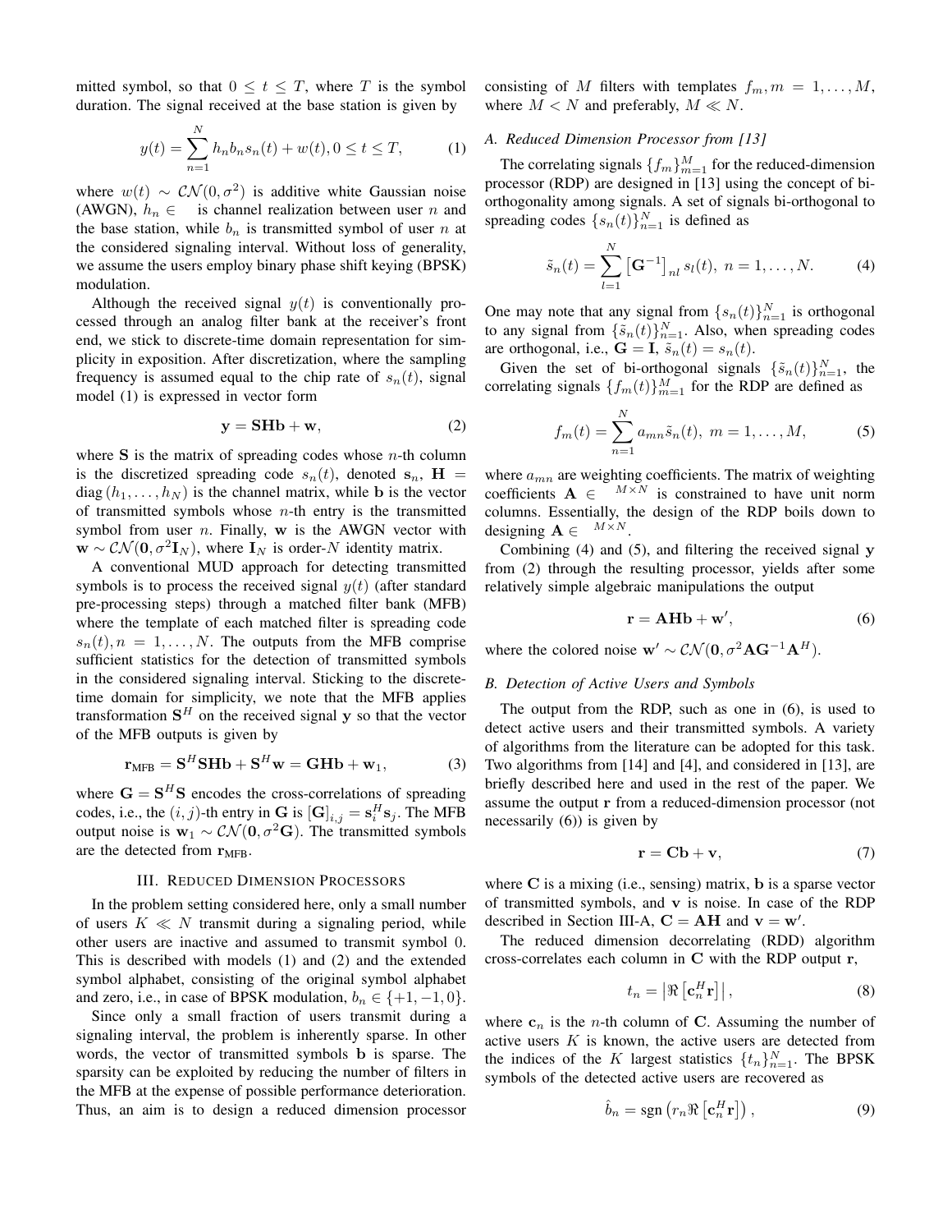mitted symbol, so that $0 \leq t \leq T$, where $T$ is the symbol duration. The signal received at the base station is given by

$$y(t) = \sum_{n=1}^{N} h_n b_n s_n(t) + w(t), 0 \leq t \leq T, \tag{1}$$

where $w(t) \sim \mathcal{CN}(0, \sigma^2)$ is additive white Gaussian noise (AWGN), $h_n \in$ is channel realization between user $n$ and the base station, while $b_n$ is transmitted symbol of user $n$ at the considered signaling interval. Without loss of generality, we assume the users employ binary phase shift keying (BPSK) modulation.

Although the received signal $y(t)$ is conventionally processed through an analog filter bank at the receiver's front end, we stick to discrete-time domain representation for simplicity in exposition. After discretization, where the sampling frequency is assumed equal to the chip rate of $s_n(t)$, signal model (1) is expressed in vector form

$$\mathbf{y} = \mathbf{SHb} + \mathbf{w}, \tag{2}$$

where $\mathbf{S}$ is the matrix of spreading codes whose $n$-th column is the discretized spreading code $s_n(t)$, denoted $\mathbf{s}_n$, $\mathbf{H} = \mathrm{diag}\left(h_1, \ldots, h_N\right)$ is the channel matrix, while $\mathbf{b}$ is the vector of transmitted symbols whose $n$-th entry is the transmitted symbol from user $n$. Finally, $\mathbf{w}$ is the AWGN vector with $\mathbf{w} \sim \mathcal{CN}(\mathbf{0}, \sigma^2 \mathbf{I}_N)$, where $\mathbf{I}_N$ is order-$N$ identity matrix.

A conventional MUD approach for detecting transmitted symbols is to process the received signal $y(t)$ (after standard pre-processing steps) through a matched filter bank (MFB) where the template of each matched filter is spreading code $s_n(t), n = 1, \ldots, N$. The outputs from the MFB comprise sufficient statistics for the detection of transmitted symbols in the considered signaling interval. Sticking to the discrete-time domain for simplicity, we note that the MFB applies transformation $\mathbf{S}^H$ on the received signal $\mathbf{y}$ so that the vector of the MFB outputs is given by

$$\mathbf{r}_{\text{MFB}} = \mathbf{S}^H \mathbf{SHb} + \mathbf{S}^H \mathbf{w} = \mathbf{GHb} + \mathbf{w}_1, \tag{3}$$

where $\mathbf{G} = \mathbf{S}^H \mathbf{S}$ encodes the cross-correlations of spreading codes, i.e., the $(i, j)$-th entry in $\mathbf{G}$ is $\left[\mathbf{G}\right]_{i,j} = \mathbf{s}_i^H \mathbf{s}_j$. The MFB output noise is $\mathbf{w}_1 \sim \mathcal{CN}(\mathbf{0}, \sigma^2 \mathbf{G})$. The transmitted symbols are the detected from $\mathbf{r}_{\text{MFB}}$.

## III. Reduced Dimension Processors

In the problem setting considered here, only a small number of users $K \ll N$ transmit during a signaling period, while other users are inactive and assumed to transmit symbol 0. This is described with models (1) and (2) and the extended symbol alphabet, consisting of the original symbol alphabet and zero, i.e., in case of BPSK modulation, $b_n \in \{+1, -1, 0\}$.

Since only a small fraction of users transmit during a signaling interval, the problem is inherently sparse. In other words, the vector of transmitted symbols $\mathbf{b}$ is sparse. The sparsity can be exploited by reducing the number of filters in the MFB at the expense of possible performance deterioration. Thus, an aim is to design a reduced dimension processor consisting of $M$ filters with templates $f_m, m = 1, \ldots, M$, where $M < N$ and preferably, $M \ll N$.

### A. Reduced Dimension Processor from [13]

The correlating signals $\{f_m\}_{m=1}^{M}$ for the reduced-dimension processor (RDP) are designed in [13] using the concept of bi-orthogonality among signals. A set of signals bi-orthogonal to spreading codes $\{s_n(t)\}_{n=1}^{N}$ is defined as

$$\tilde{s}_n(t) = \sum_{l=1}^{N} \left[\mathbf{G}^{-1}\right]_{nl} s_l(t), \; n = 1, \ldots, N. \tag{4}$$

One may note that any signal from $\{s_n(t)\}_{n=1}^{N}$ is orthogonal to any signal from $\{\tilde{s}_n(t)\}_{n=1}^{N}$. Also, when spreading codes are orthogonal, i.e., $\mathbf{G} = \mathbf{I}$, $\tilde{s}_n(t) = s_n(t)$.

Given the set of bi-orthogonal signals $\{\tilde{s}_n(t)\}_{n=1}^{N}$, the correlating signals $\{f_m(t)\}_{m=1}^{M}$ for the RDP are defined as

$$f_m(t) = \sum_{n=1}^{N} a_{mn} \tilde{s}_n(t), \; m = 1, \ldots, M, \tag{5}$$

where $a_{mn}$ are weighting coefficients. The matrix of weighting coefficients $\mathbf{A} \in {}^{M \times N}$ is constrained to have unit norm columns. Essentially, the design of the RDP boils down to designing $\mathbf{A} \in {}^{M \times N}$.

Combining (4) and (5), and filtering the received signal $\mathbf{y}$ from (2) through the resulting processor, yields after some relatively simple algebraic manipulations the output

$$\mathbf{r} = \mathbf{AHb} + \mathbf{w}', \tag{6}$$

where the colored noise $\mathbf{w}' \sim \mathcal{CN}(\mathbf{0}, \sigma^2 \mathbf{A} \mathbf{G}^{-1} \mathbf{A}^H)$.

### B. Detection of Active Users and Symbols

The output from the RDP, such as one in (6), is used to detect active users and their transmitted symbols. A variety of algorithms from the literature can be adopted for this task. Two algorithms from [14] and [4], and considered in [13], are briefly described here and used in the rest of the paper. We assume the output $\mathbf{r}$ from a reduced-dimension processor (not necessarily (6)) is given by

$$\mathbf{r} = \mathbf{Cb} + \mathbf{v}, \tag{7}$$

where $\mathbf{C}$ is a mixing (i.e., sensing) matrix, $\mathbf{b}$ is a sparse vector of transmitted symbols, and $\mathbf{v}$ is noise. In case of the RDP described in Section III-A, $\mathbf{C} = \mathbf{AH}$ and $\mathbf{v} = \mathbf{w}'$.

The reduced dimension decorrelating (RDD) algorithm cross-correlates each column in $\mathbf{C}$ with the RDP output $\mathbf{r}$,

$$t_n = \left|\Re\left[\mathbf{c}_n^H \mathbf{r}\right]\right|, \tag{8}$$

where $\mathbf{c}_n$ is the $n$-th column of $\mathbf{C}$. Assuming the number of active users $K$ is known, the active users are detected from the indices of the $K$ largest statistics $\{t_n\}_{n=1}^{N}$. The BPSK symbols of the detected active users are recovered as

$$\hat{b}_n = \mathrm{sgn}\left(r_n \Re\left[\mathbf{c}_n^H \mathbf{r}\right]\right), \tag{9}$$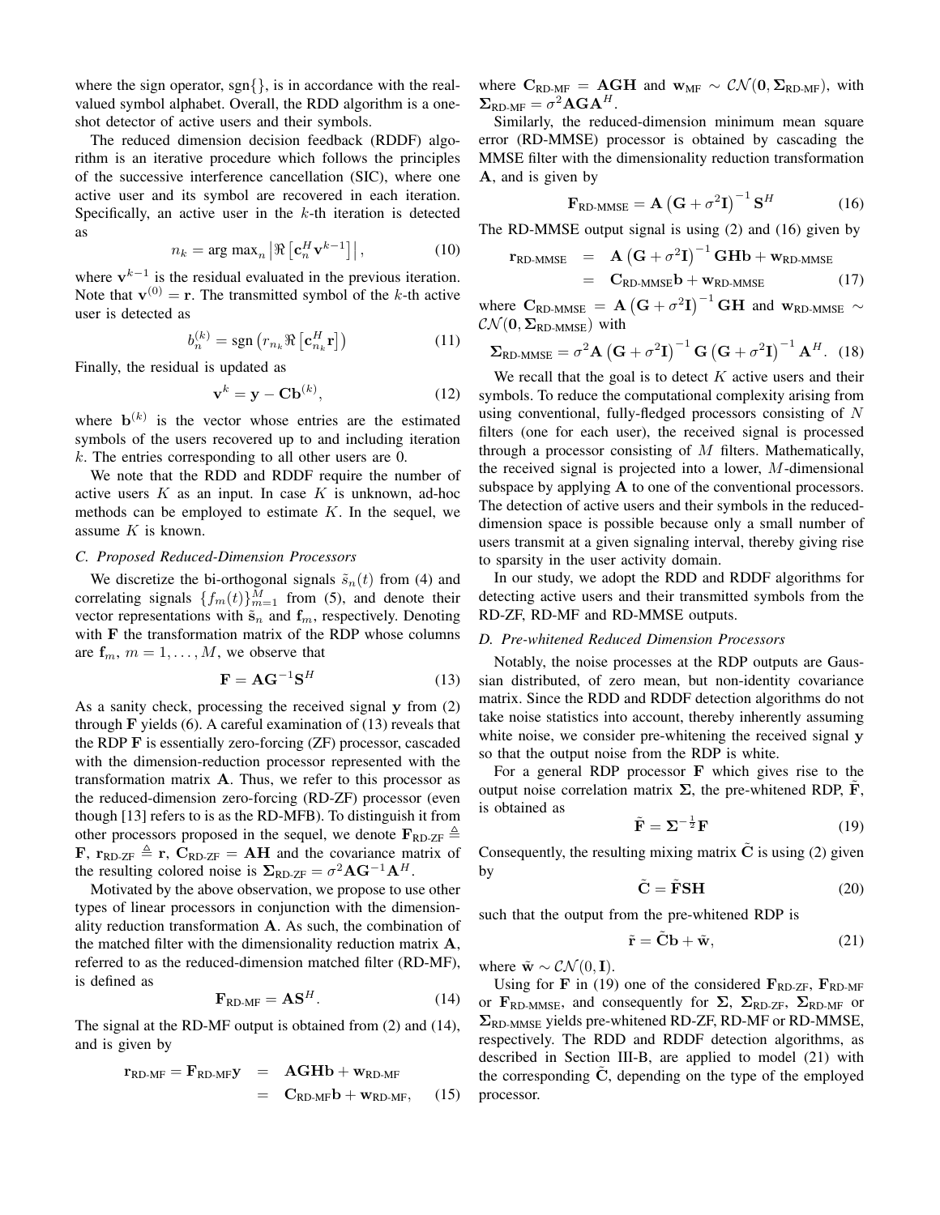where the sign operator, sgn{}, is in accordance with the real-valued symbol alphabet. Overall, the RDD algorithm is a one-shot detector of active users and their symbols.

The reduced dimension decision feedback (RDDF) algorithm is an iterative procedure which follows the principles of the successive interference cancellation (SIC), where one active user and its symbol are recovered in each iteration. Specifically, an active user in the $k$-th iteration is detected as

$$n_k = \arg\max_n \left| \Re\left[\mathbf{c}_n^H \mathbf{v}^{k-1}\right] \right|, \tag{10}$$

where $\mathbf{v}^{k-1}$ is the residual evaluated in the previous iteration. Note that $\mathbf{v}^{(0)} = \mathbf{r}$. The transmitted symbol of the $k$-th active user is detected as

$$b_n^{(k)} = \operatorname{sgn}\left(r_{n_k} \Re\left[\mathbf{c}_{n_k}^H \mathbf{r}\right]\right) \tag{11}$$

Finally, the residual is updated as

$$\mathbf{v}^k = \mathbf{y} - \mathbf{C}\mathbf{b}^{(k)}, \tag{12}$$

where $\mathbf{b}^{(k)}$ is the vector whose entries are the estimated symbols of the users recovered up to and including iteration $k$. The entries corresponding to all other users are 0.

We note that the RDD and RDDF require the number of active users $K$ as an input. In case $K$ is unknown, ad-hoc methods can be employed to estimate $K$. In the sequel, we assume $K$ is known.

### C. Proposed Reduced-Dimension Processors

We discretize the bi-orthogonal signals $\tilde{s}_n(t)$ from (4) and correlating signals $\{f_m(t)\}_{m=1}^M$ from (5), and denote their vector representations with $\tilde{\mathbf{s}}_n$ and $\mathbf{f}_m$, respectively. Denoting with $\mathbf{F}$ the transformation matrix of the RDP whose columns are $\mathbf{f}_m$, $m = 1, \ldots, M$, we observe that

$$\mathbf{F} = \mathbf{A}\mathbf{G}^{-1}\mathbf{S}^H \tag{13}$$

As a sanity check, processing the received signal $\mathbf{y}$ from (2) through $\mathbf{F}$ yields (6). A careful examination of (13) reveals that the RDP $\mathbf{F}$ is essentially zero-forcing (ZF) processor, cascaded with the dimension-reduction processor represented with the transformation matrix $\mathbf{A}$. Thus, we refer to this processor as the reduced-dimension zero-forcing (RD-ZF) processor (even though [13] refers to is as the RD-MFB). To distinguish it from other processors proposed in the sequel, we denote $\mathbf{F}_{\text{RD-ZF}} \triangleq \mathbf{F}$, $\mathbf{r}_{\text{RD-ZF}} \triangleq \mathbf{r}$, $\mathbf{C}_{\text{RD-ZF}} = \mathbf{A}\mathbf{H}$ and the covariance matrix of the resulting colored noise is $\boldsymbol{\Sigma}_{\text{RD-ZF}} = \sigma^2 \mathbf{A}\mathbf{G}^{-1}\mathbf{A}^H$.

Motivated by the above observation, we propose to use other types of linear processors in conjunction with the dimensionality reduction transformation $\mathbf{A}$. As such, the combination of the matched filter with the dimensionality reduction matrix $\mathbf{A}$, referred to as the reduced-dimension matched filter (RD-MF), is defined as

$$\mathbf{F}_{\text{RD-MF}} = \mathbf{A}\mathbf{S}^H. \tag{14}$$

The signal at the RD-MF output is obtained from (2) and (14), and is given by

$$\begin{aligned}
\mathbf{r}_{\text{RD-MF}} = \mathbf{F}_{\text{RD-MF}}\mathbf{y} &= \mathbf{A}\mathbf{G}\mathbf{H}\mathbf{b} + \mathbf{w}_{\text{RD-MF}} \\
&= \mathbf{C}_{\text{RD-MF}}\mathbf{b} + \mathbf{w}_{\text{RD-MF}},
\end{aligned} \tag{15}$$

where $\mathbf{C}_{\text{RD-MF}} = \mathbf{A}\mathbf{G}\mathbf{H}$ and $\mathbf{w}_{\text{MF}} \sim \mathcal{CN}(\mathbf{0}, \boldsymbol{\Sigma}_{\text{RD-MF}})$, with $\boldsymbol{\Sigma}_{\text{RD-MF}} = \sigma^2 \mathbf{A}\mathbf{G}\mathbf{A}^H$.

Similarly, the reduced-dimension minimum mean square error (RD-MMSE) processor is obtained by cascading the MMSE filter with the dimensionality reduction transformation $\mathbf{A}$, and is given by

$$\mathbf{F}_{\text{RD-MMSE}} = \mathbf{A}\left(\mathbf{G} + \sigma^2\mathbf{I}\right)^{-1}\mathbf{S}^H \tag{16}$$

The RD-MMSE output signal is using (2) and (16) given by

$$\begin{aligned}
\mathbf{r}_{\text{RD-MMSE}} &= \mathbf{A}\left(\mathbf{G} + \sigma^2\mathbf{I}\right)^{-1}\mathbf{G}\mathbf{H}\mathbf{b} + \mathbf{w}_{\text{RD-MMSE}} \\
&= \mathbf{C}_{\text{RD-MMSE}}\mathbf{b} + \mathbf{w}_{\text{RD-MMSE}}
\end{aligned} \tag{17}$$

where $\mathbf{C}_{\text{RD-MMSE}} = \mathbf{A}\left(\mathbf{G} + \sigma^2\mathbf{I}\right)^{-1}\mathbf{G}\mathbf{H}$ and $\mathbf{w}_{\text{RD-MMSE}} \sim \mathcal{CN}(\mathbf{0}, \boldsymbol{\Sigma}_{\text{RD-MMSE}})$ with

$$\boldsymbol{\Sigma}_{\text{RD-MMSE}} = \sigma^2 \mathbf{A}\left(\mathbf{G} + \sigma^2\mathbf{I}\right)^{-1}\mathbf{G}\left(\mathbf{G} + \sigma^2\mathbf{I}\right)^{-1}\mathbf{A}^H. \tag{18}$$

We recall that the goal is to detect $K$ active users and their symbols. To reduce the computational complexity arising from using conventional, fully-fledged processors consisting of $N$ filters (one for each user), the received signal is processed through a processor consisting of $M$ filters. Mathematically, the received signal is projected into a lower, $M$-dimensional subspace by applying $\mathbf{A}$ to one of the conventional processors. The detection of active users and their symbols in the reduced-dimension space is possible because only a small number of users transmit at a given signaling interval, thereby giving rise to sparsity in the user activity domain.

In our study, we adopt the RDD and RDDF algorithms for detecting active users and their transmitted symbols from the RD-ZF, RD-MF and RD-MMSE outputs.

### D. Pre-whitened Reduced Dimension Processors

Notably, the noise processes at the RDP outputs are Gaussian distributed, of zero mean, but non-identity covariance matrix. Since the RDD and RDDF detection algorithms do not take noise statistics into account, thereby inherently assuming white noise, we consider pre-whitening the received signal $\mathbf{y}$ so that the output noise from the RDP is white.

For a general RDP processor $\mathbf{F}$ which gives rise to the output noise correlation matrix $\boldsymbol{\Sigma}$, the pre-whitened RDP, $\tilde{\mathbf{F}}$, is obtained as

$$\tilde{\mathbf{F}} = \boldsymbol{\Sigma}^{-\frac{1}{2}}\mathbf{F} \tag{19}$$

Consequently, the resulting mixing matrix $\tilde{\mathbf{C}}$ is using (2) given by

$$\tilde{\mathbf{C}} = \tilde{\mathbf{F}}\mathbf{S}\mathbf{H} \tag{20}$$

such that the output from the pre-whitened RDP is

$$\tilde{\mathbf{r}} = \tilde{\mathbf{C}}\mathbf{b} + \tilde{\mathbf{w}}, \tag{21}$$

where $\tilde{\mathbf{w}} \sim \mathcal{CN}(0, \mathbf{I})$.

Using for $\mathbf{F}$ in (19) one of the considered $\mathbf{F}_{\text{RD-ZF}}$, $\mathbf{F}_{\text{RD-MF}}$ or $\mathbf{F}_{\text{RD-MMSE}}$, and consequently for $\boldsymbol{\Sigma}$, $\boldsymbol{\Sigma}_{\text{RD-ZF}}$, $\boldsymbol{\Sigma}_{\text{RD-MF}}$ or $\boldsymbol{\Sigma}_{\text{RD-MMSE}}$ yields pre-whitened RD-ZF, RD-MF or RD-MMSE, respectively. The RDD and RDDF detection algorithms, as described in Section III-B, are applied to model (21) with the corresponding $\tilde{\mathbf{C}}$, depending on the type of the employed processor.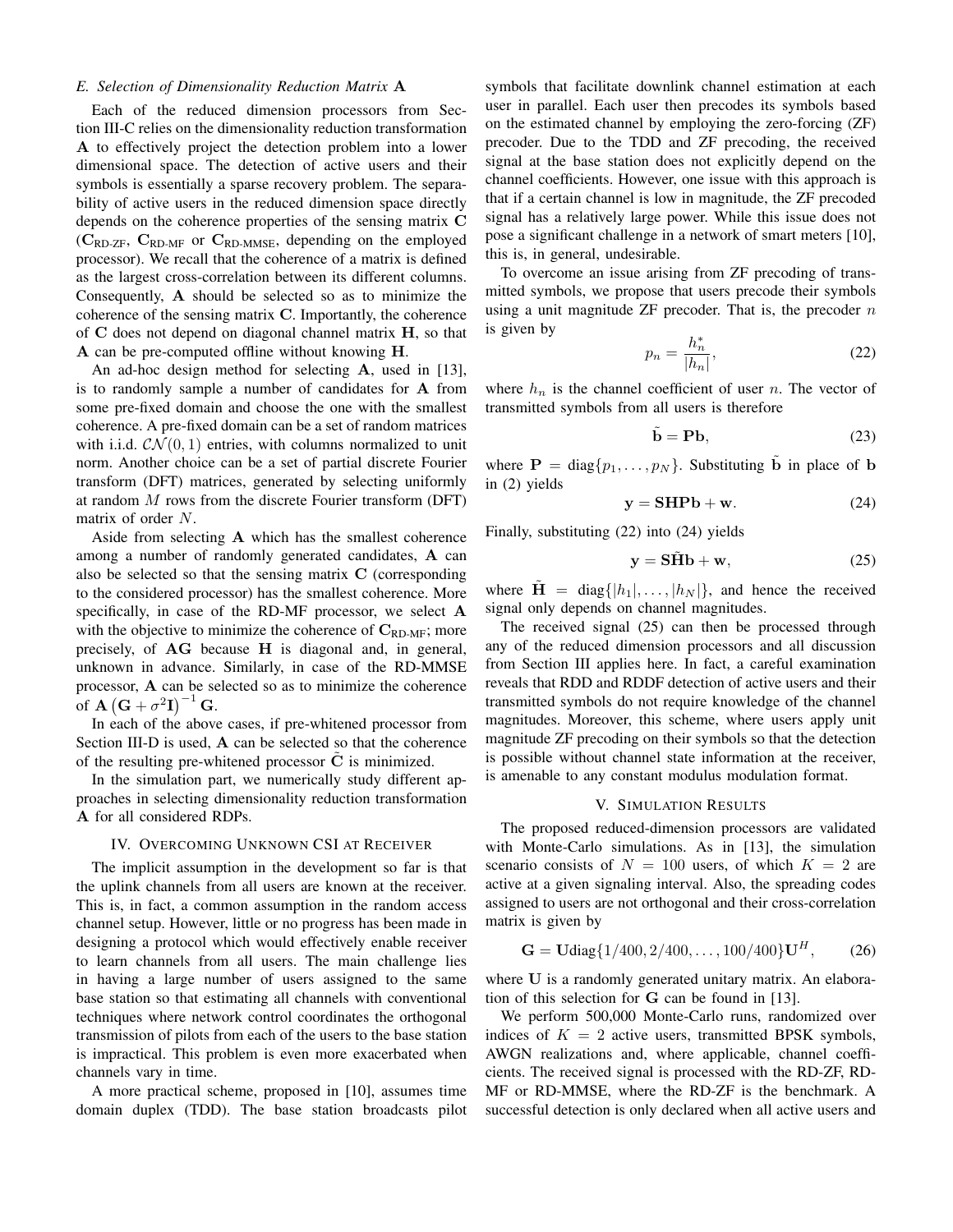### E. Selection of Dimensionality Reduction Matrix $\mathbf{A}$

Each of the reduced dimension processors from Section III-C relies on the dimensionality reduction transformation $\mathbf{A}$ to effectively project the detection problem into a lower dimensional space. The detection of active users and their symbols is essentially a sparse recovery problem. The separability of active users in the reduced dimension space directly depends on the coherence properties of the sensing matrix $\mathbf{C}$ ($\mathbf{C}_{\text{RD-ZF}}$, $\mathbf{C}_{\text{RD-MF}}$ or $\mathbf{C}_{\text{RD-MMSE}}$, depending on the employed processor). We recall that the coherence of a matrix is defined as the largest cross-correlation between its different columns. Consequently, $\mathbf{A}$ should be selected so as to minimize the coherence of the sensing matrix $\mathbf{C}$. Importantly, the coherence of $\mathbf{C}$ does not depend on diagonal channel matrix $\mathbf{H}$, so that $\mathbf{A}$ can be pre-computed offline without knowing $\mathbf{H}$.

An ad-hoc design method for selecting $\mathbf{A}$, used in [13], is to randomly sample a number of candidates for $\mathbf{A}$ from some pre-fixed domain and choose the one with the smallest coherence. A pre-fixed domain can be a set of random matrices with i.i.d. $\mathcal{CN}(0,1)$ entries, with columns normalized to unit norm. Another choice can be a set of partial discrete Fourier transform (DFT) matrices, generated by selecting uniformly at random $M$ rows from the discrete Fourier transform (DFT) matrix of order $N$.

Aside from selecting $\mathbf{A}$ which has the smallest coherence among a number of randomly generated candidates, $\mathbf{A}$ can also be selected so that the sensing matrix $\mathbf{C}$ (corresponding to the considered processor) has the smallest coherence. More specifically, in case of the RD-MF processor, we select $\mathbf{A}$ with the objective to minimize the coherence of $\mathbf{C}_{\text{RD-MF}}$; more precisely, of $\mathbf{AG}$ because $\mathbf{H}$ is diagonal and, in general, unknown in advance. Similarly, in case of the RD-MMSE processor, $\mathbf{A}$ can be selected so as to minimize the coherence of $\mathbf{A}\left(\mathbf{G}+\sigma^2\mathbf{I}\right)^{-1}\mathbf{G}$.

In each of the above cases, if pre-whitened processor from Section III-D is used, $\mathbf{A}$ can be selected so that the coherence of the resulting pre-whitened processor $\tilde{\mathbf{C}}$ is minimized.

In the simulation part, we numerically study different approaches in selecting dimensionality reduction transformation $\mathbf{A}$ for all considered RDPs.

## IV. Overcoming Unknown CSI at Receiver

The implicit assumption in the development so far is that the uplink channels from all users are known at the receiver. This is, in fact, a common assumption in the random access channel setup. However, little or no progress has been made in designing a protocol which would effectively enable receiver to learn channels from all users. The main challenge lies in having a large number of users assigned to the same base station so that estimating all channels with conventional techniques where network control coordinates the orthogonal transmission of pilots from each of the users to the base station is impractical. This problem is even more exacerbated when channels vary in time.

A more practical scheme, proposed in [10], assumes time domain duplex (TDD). The base station broadcasts pilot symbols that facilitate downlink channel estimation at each user in parallel. Each user then precodes its symbols based on the estimated channel by employing the zero-forcing (ZF) precoder. Due to the TDD and ZF precoding, the received signal at the base station does not explicitly depend on the channel coefficients. However, one issue with this approach is that if a certain channel is low in magnitude, the ZF precoded signal has a relatively large power. While this issue does not pose a significant challenge in a network of smart meters [10], this is, in general, undesirable.

To overcome an issue arising from ZF precoding of transmitted symbols, we propose that users precode their symbols using a unit magnitude ZF precoder. That is, the precoder $n$ is given by

$$p_n = \frac{h_n^*}{|h_n|}, \tag{22}$$

where $h_n$ is the channel coefficient of user $n$. The vector of transmitted symbols from all users is therefore

$$\tilde{\mathbf{b}} = \mathbf{P}\mathbf{b}, \tag{23}$$

where $\mathbf{P} = \text{diag}\{p_1, \dots, p_N\}$. Substituting $\tilde{\mathbf{b}}$ in place of $\mathbf{b}$ in (2) yields

$$\mathbf{y} = \mathbf{SHPb} + \mathbf{w}. \tag{24}$$

Finally, substituting (22) into (24) yields

$$\mathbf{y} = \mathbf{S}\tilde{\mathbf{H}}\mathbf{b} + \mathbf{w}, \tag{25}$$

where $\tilde{\mathbf{H}} = \text{diag}\{|h_1|, \dots, |h_N|\}$, and hence the received signal only depends on channel magnitudes.

The received signal (25) can then be processed through any of the reduced dimension processors and all discussion from Section III applies here. In fact, a careful examination reveals that RDD and RDDF detection of active users and their transmitted symbols do not require knowledge of the channel magnitudes. Moreover, this scheme, where users apply unit magnitude ZF precoding on their symbols so that the detection is possible without channel state information at the receiver, is amenable to any constant modulus modulation format.

## V. Simulation Results

The proposed reduced-dimension processors are validated with Monte-Carlo simulations. As in [13], the simulation scenario consists of $N = 100$ users, of which $K = 2$ are active at a given signaling interval. Also, the spreading codes assigned to users are not orthogonal and their cross-correlation matrix is given by

$$\mathbf{G} = \mathbf{U}\text{diag}\{1/400, 2/400, \dots, 100/400\}\mathbf{U}^H, \tag{26}$$

where $\mathbf{U}$ is a randomly generated unitary matrix. An elaboration of this selection for $\mathbf{G}$ can be found in [13].

We perform 500,000 Monte-Carlo runs, randomized over indices of $K = 2$ active users, transmitted BPSK symbols, AWGN realizations and, where applicable, channel coefficients. The received signal is processed with the RD-ZF, RD-MF or RD-MMSE, where the RD-ZF is the benchmark. A successful detection is only declared when all active users and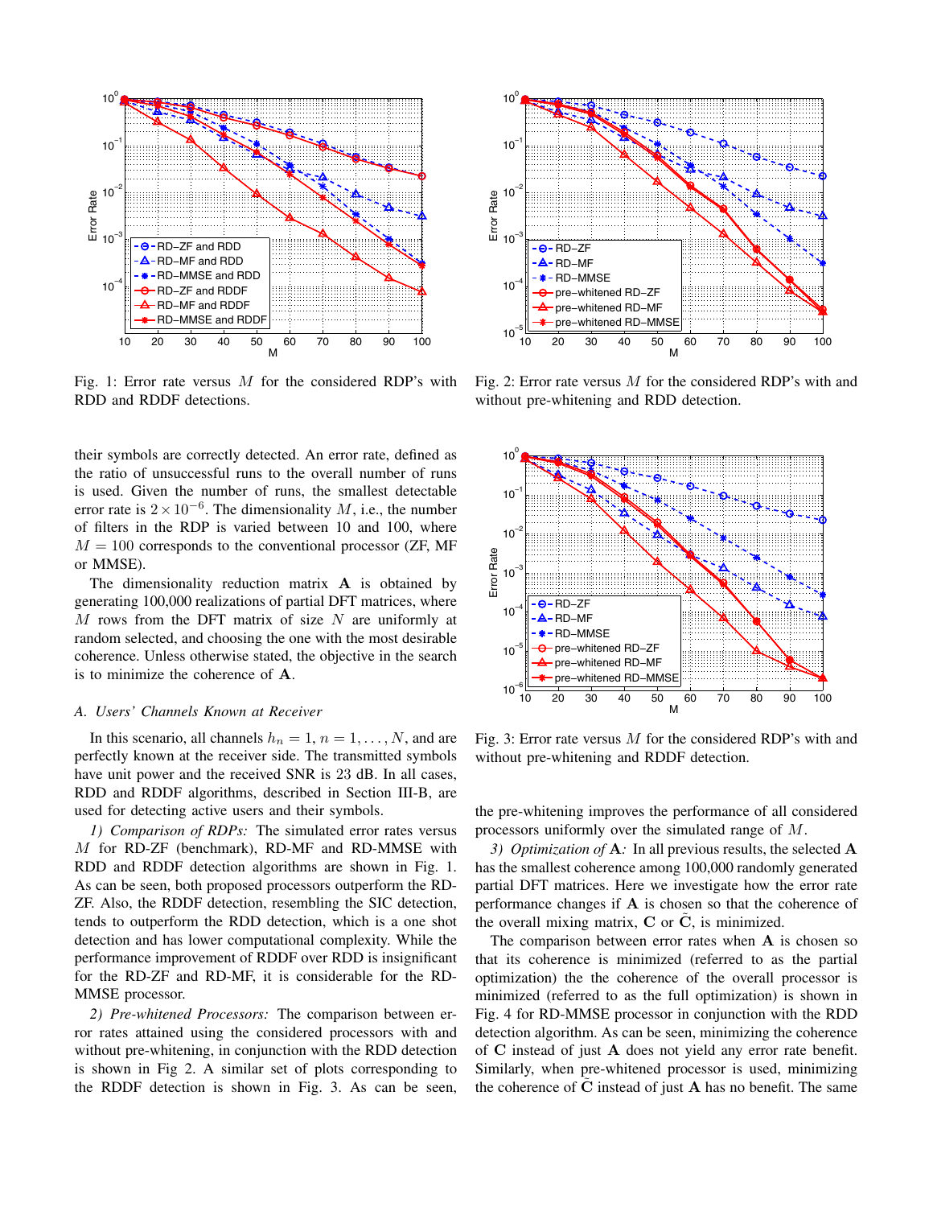Fig. 1: Error rate versus $M$ for the considered RDP's with RDD and RDDF detections.

Fig. 2: Error rate versus $M$ for the considered RDP's with and without pre-whitening and RDD detection.

Fig. 3: Error rate versus $M$ for the considered RDP's with and without pre-whitening and RDDF detection.

their symbols are correctly detected. An error rate, defined as the ratio of unsuccessful runs to the overall number of runs is used. Given the number of runs, the smallest detectable error rate is $2 \times 10^{-6}$. The dimensionality $M$, i.e., the number of filters in the RDP is varied between 10 and 100, where $M = 100$ corresponds to the conventional processor (ZF, MF or MMSE).

The dimensionality reduction matrix $\mathbf{A}$ is obtained by generating 100,000 realizations of partial DFT matrices, where $M$ rows from the DFT matrix of size $N$ are uniformly at random selected, and choosing the one with the most desirable coherence. Unless otherwise stated, the objective in the search is to minimize the coherence of $\mathbf{A}$.

### *A. Users' Channels Known at Receiver*

In this scenario, all channels $h_n = 1$, $n = 1, \ldots, N$, and are perfectly known at the receiver side. The transmitted symbols have unit power and the received SNR is 23 dB. In all cases, RDD and RDDF algorithms, described in Section III-B, are used for detecting active users and their symbols.

*1) Comparison of RDPs:* The simulated error rates versus $M$ for RD-ZF (benchmark), RD-MF and RD-MMSE with RDD and RDDF detection algorithms are shown in Fig. 1. As can be seen, both proposed processors outperform the RD-ZF. Also, the RDDF detection, resembling the SIC detection, tends to outperform the RDD detection, which is a one shot detection and has lower computational complexity. While the performance improvement of RDDF over RDD is insignificant for the RD-ZF and RD-MF, it is considerable for the RD-MMSE processor.

*2) Pre-whitened Processors:* The comparison between error rates attained using the considered processors with and without pre-whitening, in conjunction with the RDD detection is shown in Fig 2. A similar set of plots corresponding to the RDDF detection is shown in Fig. 3. As can be seen, the pre-whitening improves the performance of all considered processors uniformly over the simulated range of $M$.

*3) Optimization of* $\mathbf{A}$*:* In all previous results, the selected $\mathbf{A}$ has the smallest coherence among 100,000 randomly generated partial DFT matrices. Here we investigate how the error rate performance changes if $\mathbf{A}$ is chosen so that the coherence of the overall mixing matrix, $\mathbf{C}$ or $\tilde{\mathbf{C}}$, is minimized.

The comparison between error rates when $\mathbf{A}$ is chosen so that its coherence is minimized (referred to as the partial optimization) the the coherence of the overall processor is minimized (referred to as the full optimization) is shown in Fig. 4 for RD-MMSE processor in conjunction with the RDD detection algorithm. As can be seen, minimizing the coherence of $\mathbf{C}$ instead of just $\mathbf{A}$ does not yield any error rate benefit. Similarly, when pre-whitened processor is used, minimizing the coherence of $\tilde{\mathbf{C}}$ instead of just $\mathbf{A}$ has no benefit. The same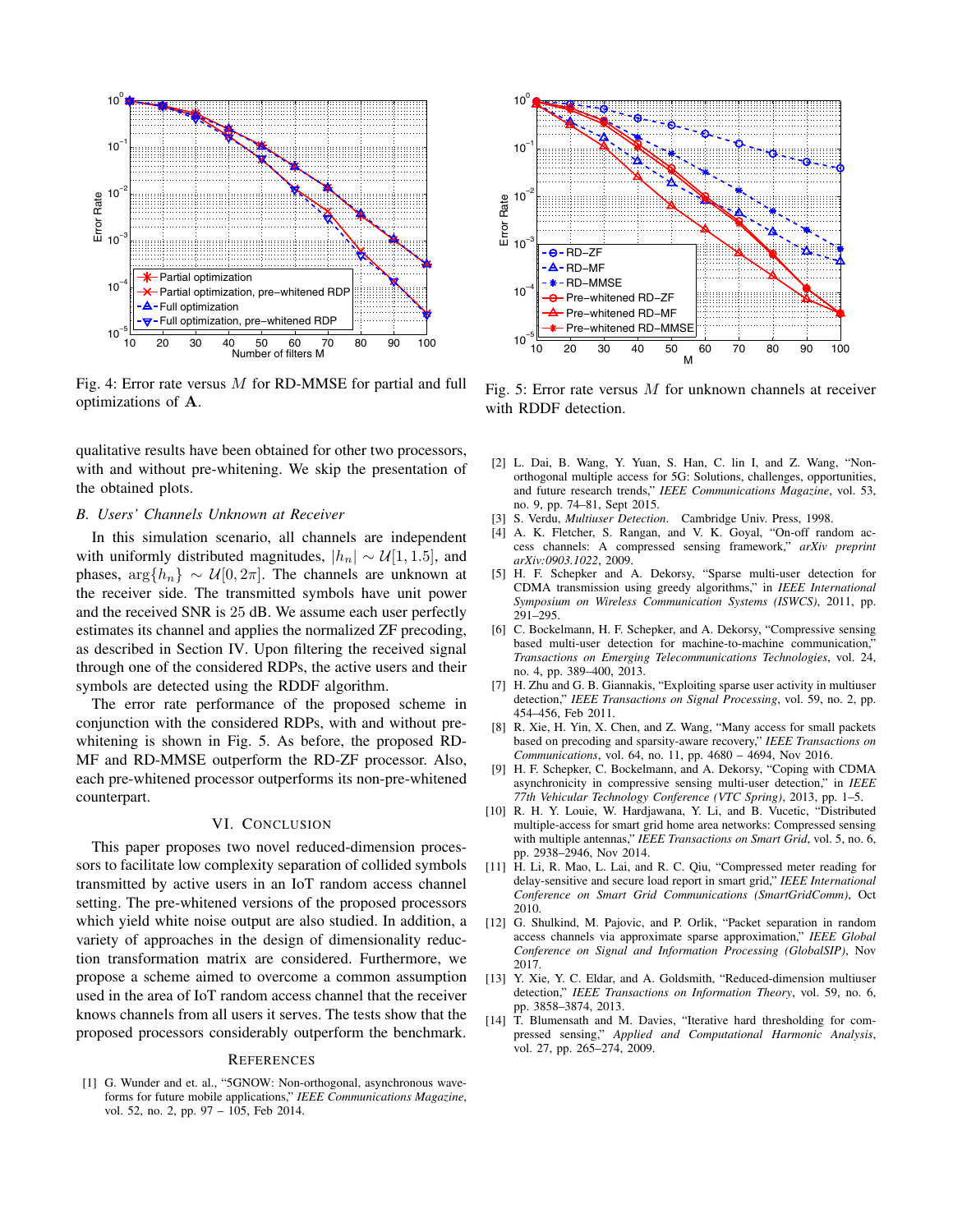$10^0$
$10^{-1}$
$10^{-2}$
$10^{-3}$
$10^{-4}$
$10^{-5}$
Error Rate
10 20 30 40 50 60 70 80 90 100
Number of filters M
Partial optimization
Partial optimization, pre−whitened RDP
Full optimization
Full optimization, pre−whitened RDP

Fig. 4: Error rate versus $M$ for RD-MMSE for partial and full optimizations of $\mathbf{A}$.

$10^0$
$10^{-1}$
$10^{-2}$
$10^{-3}$
$10^{-4}$
$10^{-5}$
Error Rate
10 20 30 40 50 60 70 80 90 100
M
RD−ZF
RD−MF
RD−MMSE
Pre−whitened RD−ZF
Pre−whitened RD−MF
Pre−whitened RD−MMSE

Fig. 5: Error rate versus $M$ for unknown channels at receiver with RDDF detection.

qualitative results have been obtained for other two processors, with and without pre-whitening. We skip the presentation of the obtained plots.

### *B. Users' Channels Unknown at Receiver*

In this simulation scenario, all channels are independent with uniformly distributed magnitudes, $|h_n| \sim \mathcal{U}[1, 1.5]$, and phases, $\arg\{h_n\} \sim \mathcal{U}[0, 2\pi]$. The channels are unknown at the receiver side. The transmitted symbols have unit power and the received SNR is 25 dB. We assume each user perfectly estimates its channel and applies the normalized ZF precoding, as described in Section IV. Upon filtering the received signal through one of the considered RDPs, the active users and their symbols are detected using the RDDF algorithm.

The error rate performance of the proposed scheme in conjunction with the considered RDPs, with and without pre-whitening is shown in Fig. 5. As before, the proposed RD-MF and RD-MMSE outperform the RD-ZF processor. Also, each pre-whitened processor outperforms its non-pre-whitened counterpart.

## VI. Conclusion

This paper proposes two novel reduced-dimension processors to facilitate low complexity separation of collided symbols transmitted by active users in an IoT random access channel setting. The pre-whitened versions of the proposed processors which yield white noise output are also studied. In addition, a variety of approaches in the design of dimensionality reduction transformation matrix are considered. Furthermore, we propose a scheme aimed to overcome a common assumption used in the area of IoT random access channel that the receiver knows channels from all users it serves. The tests show that the proposed processors considerably outperform the benchmark.

## References

[1] G. Wunder and et. al., "5GNOW: Non-orthogonal, asynchronous waveforms for future mobile applications," *IEEE Communications Magazine*, vol. 52, no. 2, pp. 97 – 105, Feb 2014.

[2] L. Dai, B. Wang, Y. Yuan, S. Han, C. lin I, and Z. Wang, "Non-orthogonal multiple access for 5G: Solutions, challenges, opportunities, and future research trends," *IEEE Communications Magazine*, vol. 53, no. 9, pp. 74–81, Sept 2015.

[3] S. Verdu, *Multiuser Detection*. Cambridge Univ. Press, 1998.

[4] A. K. Fletcher, S. Rangan, and V. K. Goyal, "On-off random access channels: A compressed sensing framework," *arXiv preprint arXiv:0903.1022*, 2009.

[5] H. F. Schepker and A. Dekorsy, "Sparse multi-user detection for CDMA transmission using greedy algorithms," in *IEEE International Symposium on Wireless Communication Systems (ISWCS)*, 2011, pp. 291–295.

[6] C. Bockelmann, H. F. Schepker, and A. Dekorsy, "Compressive sensing based multi-user detection for machine-to-machine communication," *Transactions on Emerging Telecommunications Technologies*, vol. 24, no. 4, pp. 389–400, 2013.

[7] H. Zhu and G. B. Giannakis, "Exploiting sparse user activity in multiuser detection," *IEEE Transactions on Signal Processing*, vol. 59, no. 2, pp. 454–456, Feb 2011.

[8] R. Xie, H. Yin, X. Chen, and Z. Wang, "Many access for small packets based on precoding and sparsity-aware recovery," *IEEE Transactions on Communications*, vol. 64, no. 11, pp. 4680 – 4694, Nov 2016.

[9] H. F. Schepker, C. Bockelmann, and A. Dekorsy, "Coping with CDMA asynchronicity in compressive sensing multi-user detection," in *IEEE 77th Vehicular Technology Conference (VTC Spring)*, 2013, pp. 1–5.

[10] R. H. Y. Louie, W. Hardjawana, Y. Li, and B. Vucetic, "Distributed multiple-access for smart grid home area networks: Compressed sensing with multiple antennas," *IEEE Transactions on Smart Grid*, vol. 5, no. 6, pp. 2938–2946, Nov 2014.

[11] H. Li, R. Mao, L. Lai, and R. C. Qiu, "Compressed meter reading for delay-sensitive and secure load report in smart grid," *IEEE International Conference on Smart Grid Communications (SmartGridComm)*, Oct 2010.

[12] G. Shulkind, M. Pajovic, and P. Orlik, "Packet separation in random access channels via approximate sparse approximation," *IEEE Global Conference on Signal and Information Processing (GlobalSIP)*, Nov 2017.

[13] Y. Xie, Y. C. Eldar, and A. Goldsmith, "Reduced-dimension multiuser detection," *IEEE Transactions on Information Theory*, vol. 59, no. 6, pp. 3858–3874, 2013.

[14] T. Blumensath and M. Davies, "Iterative hard thresholding for compressed sensing," *Applied and Computational Harmonic Analysis*, vol. 27, pp. 265–274, 2009.